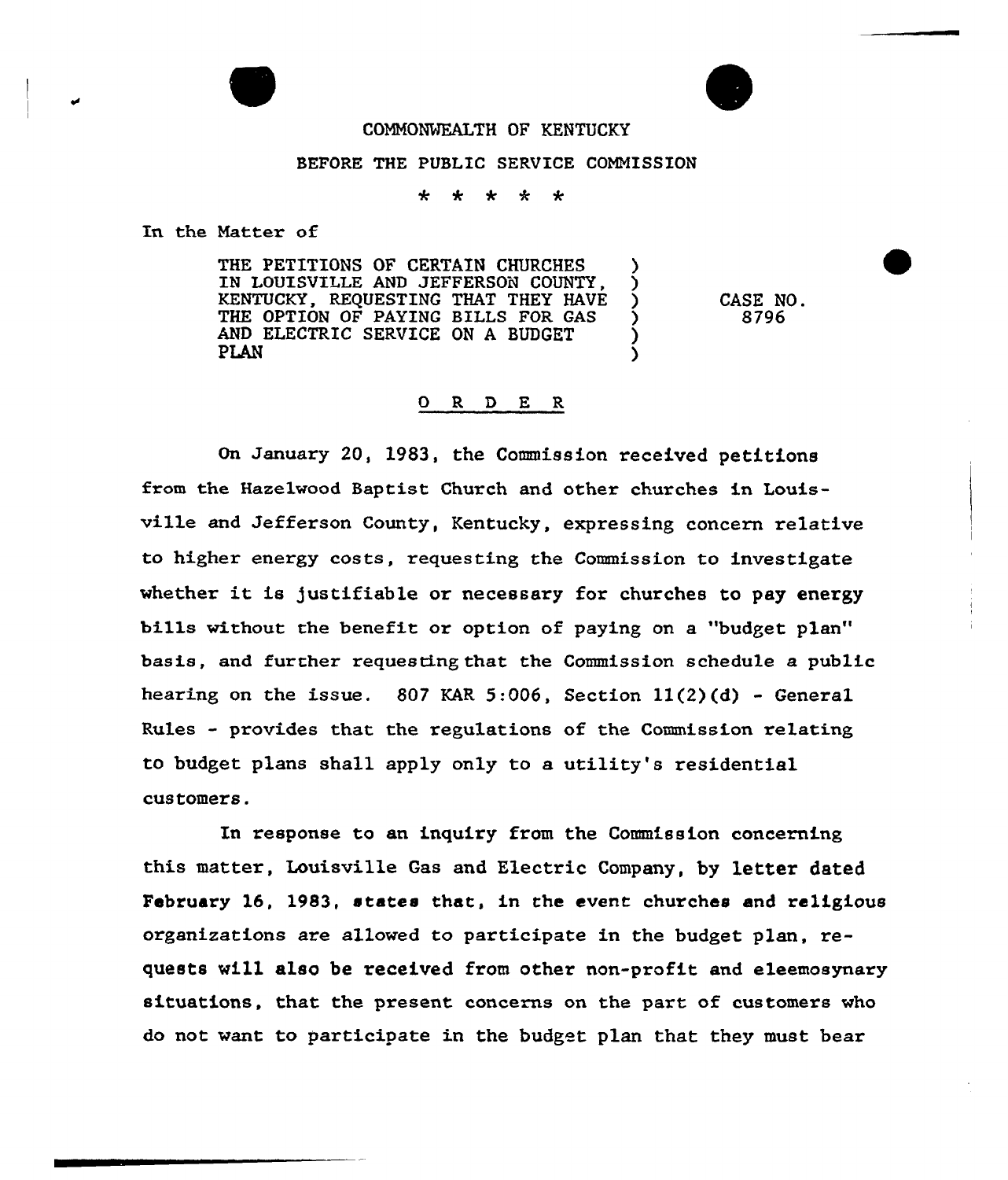COMMONWEALTH OF KENTUCKY

BEFORE THE PUBLIC SERVICE COMMISSION

\* \* \* \* \*

In the Matter of

| | | |
|---|---|---|
| THE PETITIONS OF CERTAIN CHURCHES IN LOUISVILLE AND JEFFERSON COUNTY, KENTUCKY, REQUESTING THAT THEY HAVE THE OPTION OF PAYING BILLS FOR GAS AND ELECTRIC SERVICE ON A BUDGET PLAN | ) | CASE NO. 8796 |

## O R D E R

On January 20, 1983, the Commission received petitions from the Hazelwood Baptist Church and other churches in Louisville and Jefferson County, Kentucky, expressing concern relative to higher energy costs, requesting the Commission to investigate whether it is justifiable or necessary for churches to pay energy bills without the benefit or option of paying on a "budget plan" basis, and further requesting that the Commission schedule a public hearing on the issue. 807 KAR 5:006, Section 11(2)(d) - General Rules - provides that the regulations of the Commission relating to budget plans shall apply only to a utility's residential customers.

In response to an inquiry from the Commission concerning this matter, Louisville Gas and Electric Company, by letter dated February 16, 1983, states that, in the event churches and religious organizations are allowed to participate in the budget plan, requests will also be received from other non-profit and eleemosynary situations, that the present concerns on the part of customers who do not want to participate in the budget plan that they must bear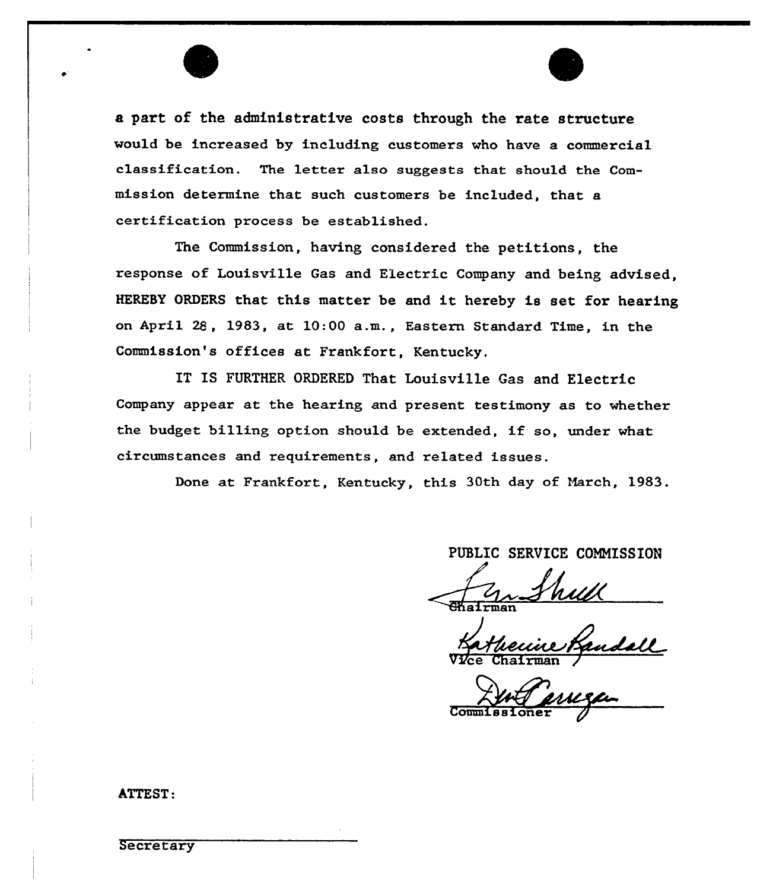a part of the administrative costs through the rate structure would be increased by including customers who have a commercial classification. The letter also suggests that should the Commission determine that such customers be included, that a certification process be established.

The Commission, having considered the petitions, the response of Louisville Gas and Electric Company and being advised, HEREBY ORDERS that this matter be and it hereby is set for hearing on April 28, 1983, at 10:00 a.m., Eastern Standard Time, in the Commission's offices at Frankfort, Kentucky.

IT IS FURTHER ORDERED That Louisville Gas and Electric Company appear at the hearing and present testimony as to whether the budget billing option should be extended, if so, under what circumstances and requirements, and related issues.

Done at Frankfort, Kentucky, this 30th day of March, 1983.

PUBLIC SERVICE COMMISSION

Chairman

Vice Chairman

Commissioner

ATTEST:

Secretary